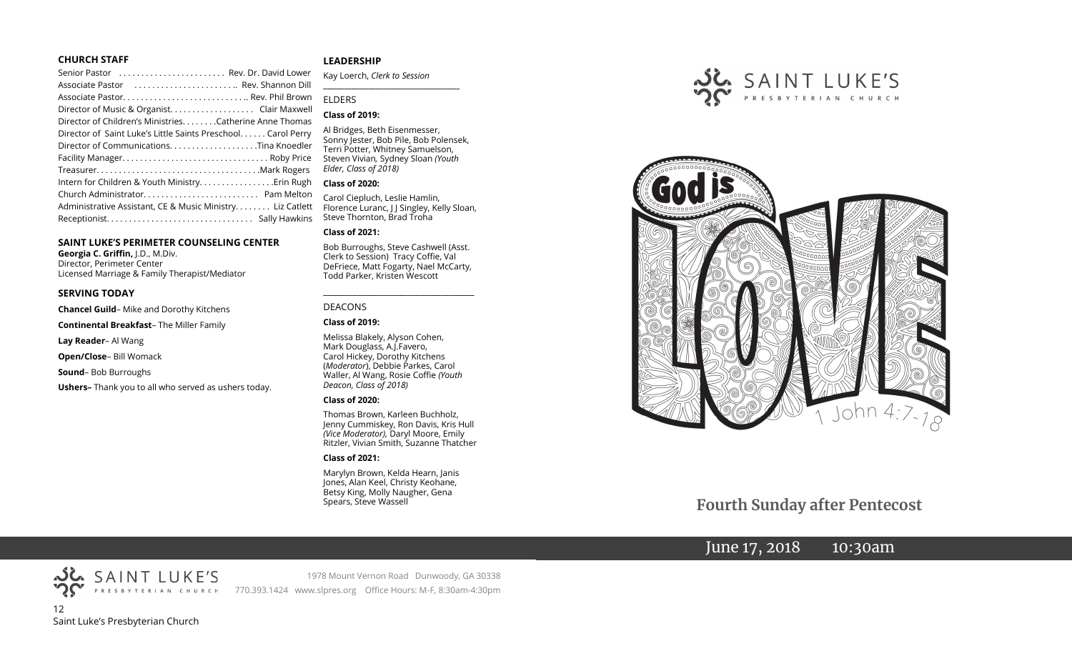## CHURCH STAFF

Senior Pastor ........................ Rev. Dr. David Lower
Associate Pastor ........................ Rev. Shannon Dill
Associate Pastor............................ Rev. Phil Brown
Director of Music & Organist.................. Clair Maxwell
Director of Children's Ministries........Catherine Anne Thomas
Director of Saint Luke's Little Saints Preschool...... Carol Perry
Director of Communications....................Tina Knoedler
Facility Manager................................ Roby Price
Treasurer....................................Mark Rogers
Intern for Children & Youth Ministry.................Erin Rugh
Church Administrator.......................... Pam Melton
Administrative Assistant, CE & Music Ministry........ Liz Catlett
Receptionist................................ Sally Hawkins

## SAINT LUKE'S PERIMETER COUNSELING CENTER

**Georgia C. Griffin,** J.D., M.Div.
Director, Perimeter Center
Licensed Marriage & Family Therapist/Mediator

## SERVING TODAY

**Chancel Guild**– Mike and Dorothy Kitchens

**Continental Breakfast**– The Miller Family

**Lay Reader**– Al Wang

**Open/Close**– Bill Womack

**Sound**– Bob Burroughs

**Ushers–** Thank you to all who served as ushers today.

## LEADERSHIP

Kay Loerch, *Clerk to Session*

ELDERS

**Class of 2019:**

Al Bridges, Beth Eisenmesser, Sonny Jester, Bob Pile, Bob Polensek, Terri Potter, Whitney Samuelson, Steven Vivian, Sydney Sloan *(Youth Elder, Class of 2018)*

**Class of 2020:**

Carol Ciepluch, Leslie Hamlin, Florence Luranc, J J Singley, Kelly Sloan, Steve Thornton, Brad Troha

**Class of 2021:**

Bob Burroughs, Steve Cashwell (Asst. Clerk to Session) Tracy Coffie, Val DeFriece, Matt Fogarty, Nael McCarty, Todd Parker, Kristen Wescott

DEACONS

**Class of 2019:**

Melissa Blakely, Alyson Cohen, Mark Douglass, A.J.Favero, Carol Hickey, Dorothy Kitchens (*Moderator*), Debbie Parkes, Carol Waller, Al Wang, Rosie Coffie *(Youth Deacon, Class of 2018)*

**Class of 2020:**

Thomas Brown, Karleen Buchholz, Jenny Cummiskey, Ron Davis, Kris Hull *(Vice Moderator),* Daryl Moore, Emily Ritzler, Vivian Smith, Suzanne Thatcher

**Class of 2021:**

Marylyn Brown, Kelda Hearn, Janis Jones, Alan Keel, Christy Keohane, Betsy King, Molly Naugher, Gena Spears, Steve Wassell

SAINT LUKE'S PRESBYTERIAN CHURCH
1978 Mount Vernon Road Dunwoody, GA 30338
770.393.1424 www.slpres.org Office Hours: M-F, 8:30am-4:30pm

Saint Luke's Presbyterian Church

SAINT LUKE'S PRESBYTERIAN CHURCH

God is LOVE
1 John 4:7-18

# Fourth Sunday after Pentecost

June 17, 2018 10:30am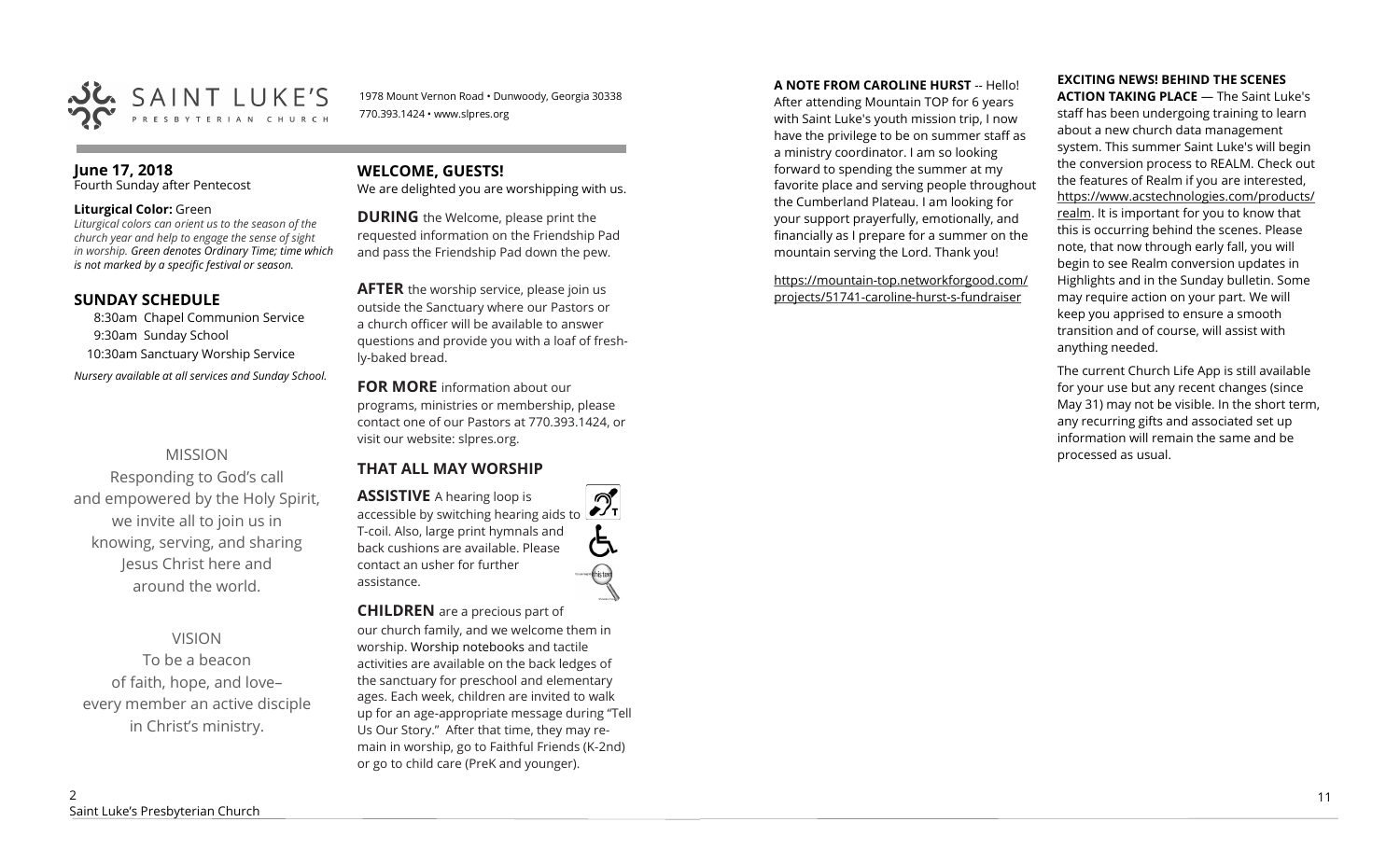# SAINT LUKE'S PRESBYTERIAN CHURCH

1978 Mount Vernon Road • Dunwoody, Georgia 30338
770.393.1424 • www.slpres.org

**June 17, 2018**
Fourth Sunday after Pentecost

**Liturgical Color:** Green
*Liturgical colors can orient us to the season of the church year and help to engage the sense of sight in worship. Green denotes Ordinary Time; time which is not marked by a specific festival or season.*

## SUNDAY SCHEDULE

8:30am Chapel Communion Service
9:30am Sunday School
10:30am Sanctuary Worship Service

*Nursery available at all services and Sunday School.*

MISSION
Responding to God's call and empowered by the Holy Spirit, we invite all to join us in knowing, serving, and sharing Jesus Christ here and around the world.

VISION
To be a beacon of faith, hope, and love– every member an active disciple in Christ's ministry.

## WELCOME, GUESTS!

We are delighted you are worshipping with us.

**DURING** the Welcome, please print the requested information on the Friendship Pad and pass the Friendship Pad down the pew.

**AFTER** the worship service, please join us outside the Sanctuary where our Pastors or a church officer will be available to answer questions and provide you with a loaf of fresh-ly-baked bread.

**FOR MORE** information about our programs, ministries or membership, please contact one of our Pastors at 770.393.1424, or visit our website: slpres.org.

## THAT ALL MAY WORSHIP

**ASSISTIVE** A hearing loop is accessible by switching hearing aids to T-coil. Also, large print hymnals and back cushions are available. Please contact an usher for further assistance.

**CHILDREN** are a precious part of our church family, and we welcome them in worship. Worship notebooks and tactile activities are available on the back ledges of the sanctuary for preschool and elementary ages. Each week, children are invited to walk up for an age-appropriate message during "Tell Us Our Story." After that time, they may remain in worship, go to Faithful Friends (K-2nd) or go to child care (PreK and younger).

**A NOTE FROM CAROLINE HURST** -- Hello! After attending Mountain TOP for 6 years with Saint Luke's youth mission trip, I now have the privilege to be on summer staff as a ministry coordinator. I am so looking forward to spending the summer at my favorite place and serving people throughout the Cumberland Plateau. I am looking for your support prayerfully, emotionally, and financially as I prepare for a summer on the mountain serving the Lord. Thank you!

https://mountain-top.networkforgood.com/projects/51741-caroline-hurst-s-fundraiser

**EXCITING NEWS! BEHIND THE SCENES ACTION TAKING PLACE** — The Saint Luke's staff has been undergoing training to learn about a new church data management system. This summer Saint Luke's will begin the conversion process to REALM. Check out the features of Realm if you are interested, https://www.acstechnologies.com/products/realm. It is important for you to know that this is occurring behind the scenes. Please note, that now through early fall, you will begin to see Realm conversion updates in Highlights and in the Sunday bulletin. Some may require action on your part. We will keep you apprised to ensure a smooth transition and of course, will assist with anything needed.

The current Church Life App is still available for your use but any recent changes (since May 31) may not be visible. In the short term, any recurring gifts and associated set up information will remain the same and be processed as usual.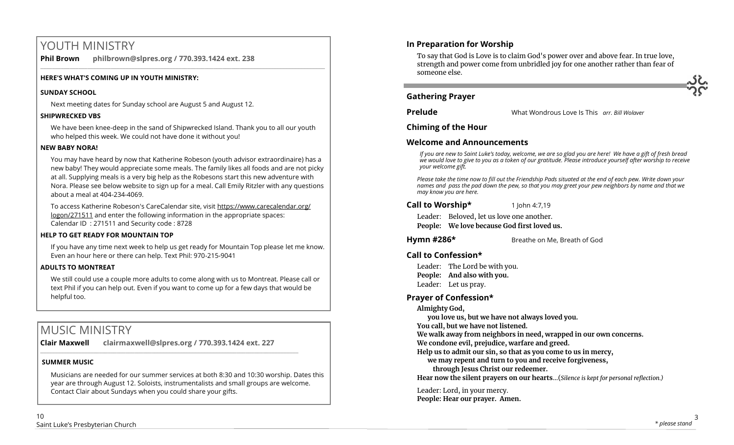# YOUTH MINISTRY

**Phil Brown philbrown@slpres.org / 770.393.1424 ext. 238**

**HERE'S WHAT'S COMING UP IN YOUTH MINISTRY:**

**SUNDAY SCHOOL**

Next meeting dates for Sunday school are August 5 and August 12.

**SHIPWRECKED VBS**

We have been knee-deep in the sand of Shipwrecked Island. Thank you to all our youth who helped this week. We could not have done it without you!

**NEW BABY NORA!**

You may have heard by now that Katherine Robeson (youth advisor extraordinaire) has a new baby! They would appreciate some meals. The family likes all foods and are not picky at all. Supplying meals is a very big help as the Robesons start this new adventure with Nora. Please see below website to sign up for a meal. Call Emily Ritzler with any questions about a meal at 404-234-4069.

To access Katherine Robeson's CareCalendar site, visit https://www.carecalendar.org/logon/271511 and enter the following information in the appropriate spaces:
Calendar ID : 271511 and Security code : 8728

**HELP TO GET READY FOR MOUNTAIN TOP**

If you have any time next week to help us get ready for Mountain Top please let me know. Even an hour here or there can help. Text Phil: 970-215-9041

**ADULTS TO MONTREAT**

We still could use a couple more adults to come along with us to Montreat. Please call or text Phil if you can help out. Even if you want to come up for a few days that would be helpful too.

# MUSIC MINISTRY

**Clair Maxwell clairmaxwell@slpres.org / 770.393.1424 ext. 227**

**SUMMER MUSIC**

Musicians are needed for our summer services at both 8:30 and 10:30 worship. Dates this year are through August 12. Soloists, instrumentalists and small groups are welcome. Contact Clair about Sundays when you could share your gifts.

## In Preparation for Worship

To say that God is Love is to claim God's power over and above fear. In true love, strength and power come from unbridled joy for one another rather than fear of someone else.

## Gathering Prayer

**Prelude** What Wondrous Love Is This *arr. Bill Wolaver*

## Chiming of the Hour

## Welcome and Announcements

*If you are new to Saint Luke's today, welcome, we are so glad you are here! We have a gift of fresh bread we would love to give to you as a token of our gratitude. Please introduce yourself after worship to receive your welcome gift.*

*Please take the time now to fill out the Friendship Pads situated at the end of each pew. Write down your names and pass the pad down the pew, so that you may greet your pew neighbors by name and that we may know you are here.*

**Call to Worship*** 1 John 4:7,19

Leader: Beloved, let us love one another.
**People: We love because God first loved us.**

**Hymn #286*** Breathe on Me, Breath of God

## Call to Confession*

Leader: The Lord be with you.
**People: And also with you.**
Leader: Let us pray.

## Prayer of Confession*

**Almighty God,**
**you love us, but we have not always loved you.**
**You call, but we have not listened.**
**We walk away from neighbors in need, wrapped in our own concerns.**
**We condone evil, prejudice, warfare and greed.**
**Help us to admit our sin, so that as you come to us in mercy,**
**we may repent and turn to you and receive forgiveness,**
**through Jesus Christ our redeemer.**
**Hear now the silent prayers on our hearts**...(*Silence is kept for personal reflection.)*

Leader: Lord, in your mercy.
**People: Hear our prayer. Amen.**

*\* please stand*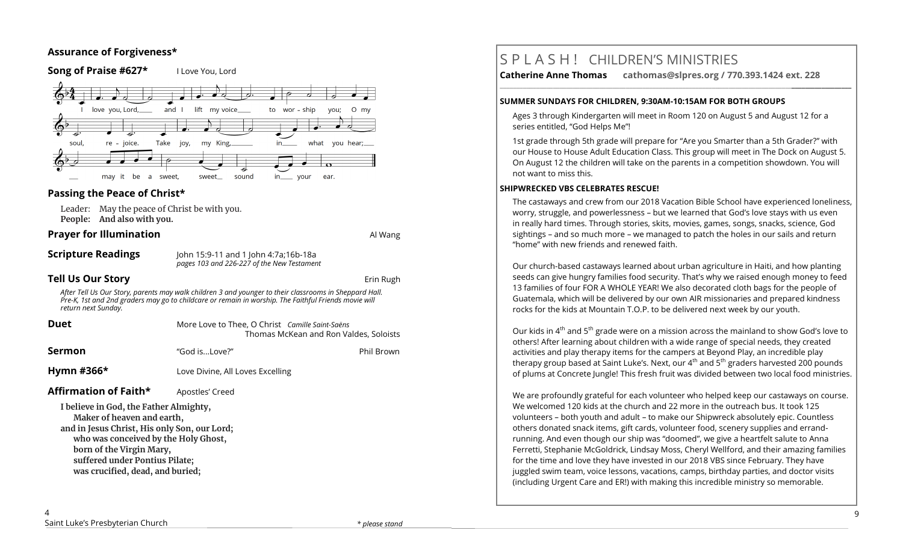## Assurance of Forgiveness*

## Song of Praise #627* I Love You, Lord

I love you, Lord, and I lift my voice to worship you; O my soul, re - joice. Take joy, my King, in what you hear; may it be a sweet, sweet sound in your ear.

## Passing the Peace of Christ*

Leader: May the peace of Christ be with you.
**People: And also with you.**

## Prayer for Illumination — Al Wang

## Scripture Readings

John 15:9-11 and 1 John 4:7a;16b-18a
*pages 103 and 226-227 of the New Testament*

## Tell Us Our Story — Erin Rugh

*After Tell Us Our Story, parents may walk children 3 and younger to their classrooms in Sheppard Hall. Pre-K, 1st and 2nd graders may go to childcare or remain in worship. The Faithful Friends movie will return next Sunday.*

## Duet

More Love to Thee, O Christ *Camille Saint-Saëns*
Thomas McKean and Ron Valdes, Soloists

## Sermon

"God is...Love?" — Phil Brown

## Hymn #366*

Love Divine, All Loves Excelling

## Affirmation of Faith*

Apostles' Creed

**I believe in God, the Father Almighty,**
**Maker of heaven and earth,**
**and in Jesus Christ, His only Son, our Lord;**
**who was conceived by the Holy Ghost,**
**born of the Virgin Mary,**
**suffered under Pontius Pilate;**
**was crucified, dead, and buried;**

# S P L A S H ! CHILDREN'S MINISTRIES

**Catherine Anne Thomas cathomas@slpres.org / 770.393.1424 ext. 228**

### SUMMER SUNDAYS FOR CHILDREN, 9:30AM-10:15AM FOR BOTH GROUPS

Ages 3 through Kindergarten will meet in Room 120 on August 5 and August 12 for a series entitled, "God Helps Me"!

1st grade through 5th grade will prepare for "Are you Smarter than a 5th Grader?" with our House to House Adult Education Class. This group will meet in The Dock on August 5. On August 12 the children will take on the parents in a competition showdown. You will not want to miss this.

### SHIPWRECKED VBS CELEBRATES RESCUE!

The castaways and crew from our 2018 Vacation Bible School have experienced loneliness, worry, struggle, and powerlessness – but we learned that God's love stays with us even in really hard times. Through stories, skits, movies, games, songs, snacks, science, God sightings – and so much more – we managed to patch the holes in our sails and return "home" with new friends and renewed faith.

Our church-based castaways learned about urban agriculture in Haiti, and how planting seeds can give hungry families food security. That's why we raised enough money to feed 13 families of four FOR A WHOLE YEAR! We also decorated cloth bags for the people of Guatemala, which will be delivered by our own AIR missionaries and prepared kindness rocks for the kids at Mountain T.O.P. to be delivered next week by our youth.

Our kids in 4th and 5th grade were on a mission across the mainland to show God's love to others! After learning about children with a wide range of special needs, they created activities and play therapy items for the campers at Beyond Play, an incredible play therapy group based at Saint Luke's. Next, our 4th and 5th graders harvested 200 pounds of plums at Concrete Jungle! This fresh fruit was divided between two local food ministries.

We are profoundly grateful for each volunteer who helped keep our castaways on course. We welcomed 120 kids at the church and 22 more in the outreach bus. It took 125 volunteers – both youth and adult – to make our Shipwreck absolutely epic. Countless others donated snack items, gift cards, volunteer food, scenery supplies and errand-running. And even though our ship was "doomed", we give a heartfelt salute to Anna Ferretti, Stephanie McGoldrick, Lindsay Moss, Cheryl Wellford, and their amazing families for the time and love they have invested in our 2018 VBS since February. They have juggled swim team, voice lessons, vacations, camps, birthday parties, and doctor visits (including Urgent Care and ER!) with making this incredible ministry so memorable.

\* please stand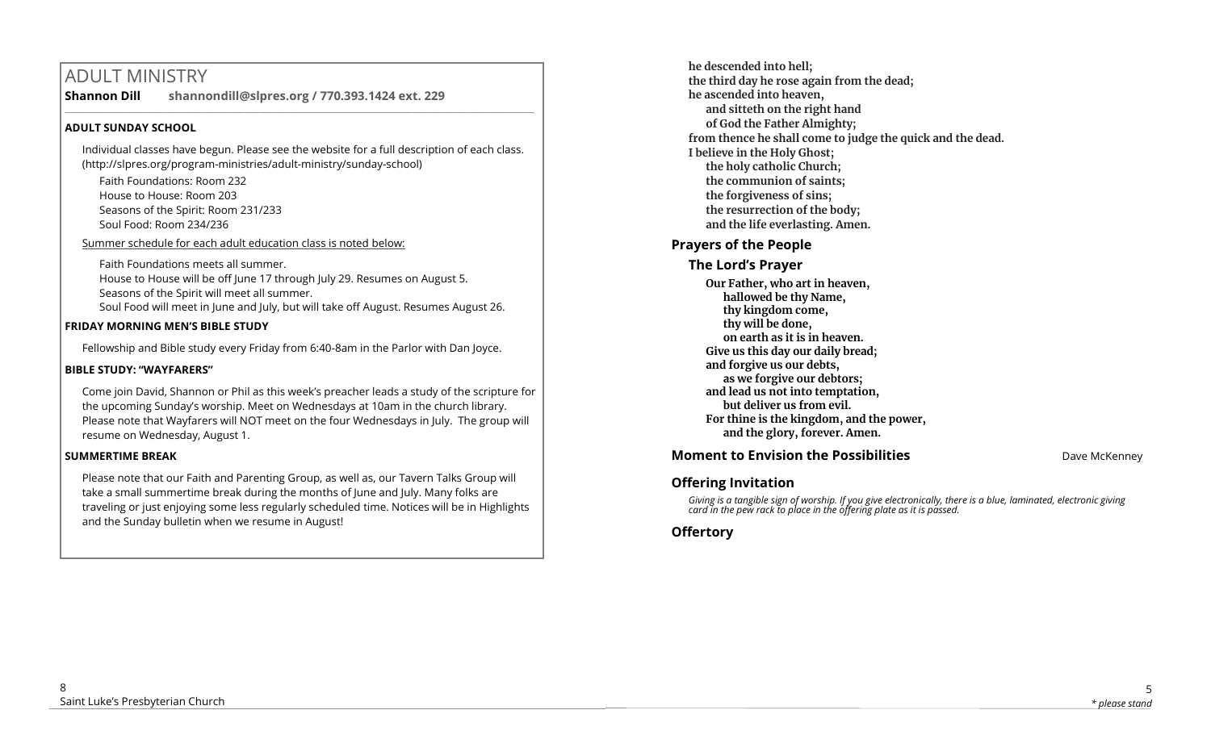# ADULT MINISTRY

**Shannon Dill** **shannondill@slpres.org / 770.393.1424 ext. 229**

### ADULT SUNDAY SCHOOL

Individual classes have begun. Please see the website for a full description of each class. (http://slpres.org/program-ministries/adult-ministry/sunday-school)

Faith Foundations: Room 232
House to House: Room 203
Seasons of the Spirit: Room 231/233
Soul Food: Room 234/236

Summer schedule for each adult education class is noted below:

Faith Foundations meets all summer.
House to House will be off June 17 through July 29. Resumes on August 5.
Seasons of the Spirit will meet all summer.
Soul Food will meet in June and July, but will take off August. Resumes August 26.

### FRIDAY MORNING MEN'S BIBLE STUDY

Fellowship and Bible study every Friday from 6:40-8am in the Parlor with Dan Joyce.

### BIBLE STUDY: "WAYFARERS"

Come join David, Shannon or Phil as this week's preacher leads a study of the scripture for the upcoming Sunday's worship. Meet on Wednesdays at 10am in the church library. Please note that Wayfarers will NOT meet on the four Wednesdays in July. The group will resume on Wednesday, August 1.

### SUMMERTIME BREAK

Please note that our Faith and Parenting Group, as well as, our Tavern Talks Group will take a small summertime break during the months of June and July. Many folks are traveling or just enjoying some less regularly scheduled time. Notices will be in Highlights and the Sunday bulletin when we resume in August!

**he descended into hell;**
**the third day he rose again from the dead;**
**he ascended into heaven,**
**and sitteth on the right hand**
**of God the Father Almighty;**
**from thence he shall come to judge the quick and the dead.**
**I believe in the Holy Ghost;**
**the holy catholic Church;**
**the communion of saints;**
**the forgiveness of sins;**
**the resurrection of the body;**
**and the life everlasting. Amen.**

## Prayers of the People

### The Lord's Prayer

**Our Father, who art in heaven,**
**hallowed be thy Name,**
**thy kingdom come,**
**thy will be done,**
**on earth as it is in heaven.**
**Give us this day our daily bread;**
**and forgive us our debts,**
**as we forgive our debtors;**
**and lead us not into temptation,**
**but deliver us from evil.**
**For thine is the kingdom, and the power,**
**and the glory, forever. Amen.**

## Moment to Envision the Possibilities

Dave McKenney

## Offering Invitation

*Giving is a tangible sign of worship. If you give electronically, there is a blue, laminated, electronic giving card in the pew rack to place in the offering plate as it is passed.*

## Offertory

\* please stand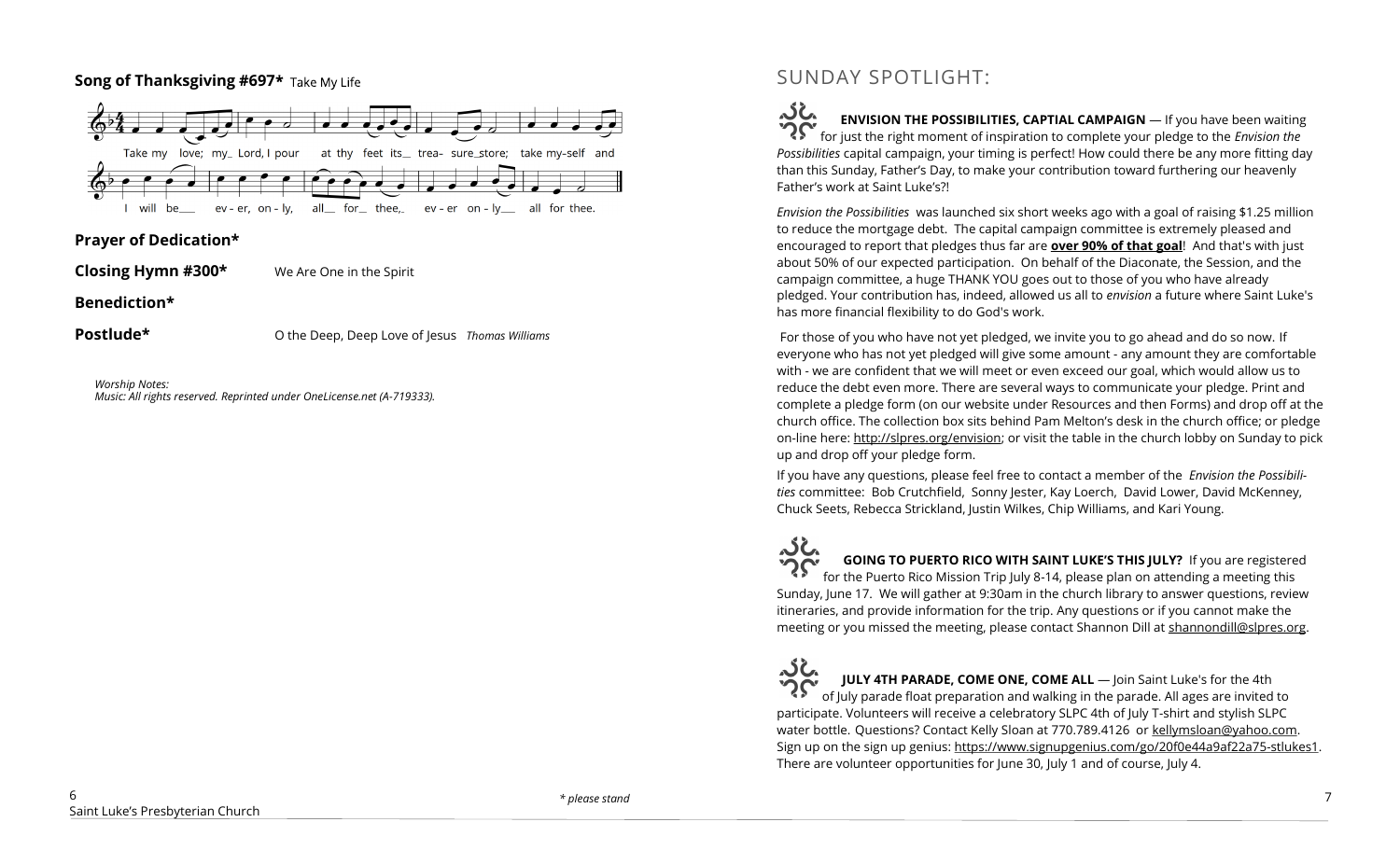**Song of Thanksgiving #697*** Take My Life

Take my love; my Lord, I pour at thy feet its treasure store; take myself and I will be ever, only, all for thee, ever only all for thee.

**Prayer of Dedication***

**Closing Hymn #300*** We Are One in the Spirit

**Benediction***

**Postlude*** O the Deep, Deep Love of Jesus *Thomas Williams*

*Worship Notes:*
*Music: All rights reserved. Reprinted under OneLicense.net (A-719333).*

*\* please stand*

## SUNDAY SPOTLIGHT:

**ENVISION THE POSSIBILITIES, CAPTIAL CAMPAIGN** — If you have been waiting for just the right moment of inspiration to complete your pledge to the *Envision the Possibilities* capital campaign, your timing is perfect! How could there be any more fitting day than this Sunday, Father's Day, to make your contribution toward furthering our heavenly Father's work at Saint Luke's?!

*Envision the Possibilities* was launched six short weeks ago with a goal of raising $1.25 million to reduce the mortgage debt. The capital campaign committee is extremely pleased and encouraged to report that pledges thus far are **over 90% of that goal**! And that's with just about 50% of our expected participation. On behalf of the Diaconate, the Session, and the campaign committee, a huge THANK YOU goes out to those of you who have already pledged. Your contribution has, indeed, allowed us all to *envision* a future where Saint Luke's has more financial flexibility to do God's work.

For those of you who have not yet pledged, we invite you to go ahead and do so now. If everyone who has not yet pledged will give some amount - any amount they are comfortable with - we are confident that we will meet or even exceed our goal, which would allow us to reduce the debt even more. There are several ways to communicate your pledge. Print and complete a pledge form (on our website under Resources and then Forms) and drop off at the church office. The collection box sits behind Pam Melton's desk in the church office; or pledge on-line here: http://slpres.org/envision; or visit the table in the church lobby on Sunday to pick up and drop off your pledge form.

If you have any questions, please feel free to contact a member of the *Envision the Possibilities* committee: Bob Crutchfield, Sonny Jester, Kay Loerch, David Lower, David McKenney, Chuck Seets, Rebecca Strickland, Justin Wilkes, Chip Williams, and Kari Young.

**GOING TO PUERTO RICO WITH SAINT LUKE'S THIS JULY?** If you are registered for the Puerto Rico Mission Trip July 8-14, please plan on attending a meeting this Sunday, June 17. We will gather at 9:30am in the church library to answer questions, review itineraries, and provide information for the trip. Any questions or if you cannot make the meeting or you missed the meeting, please contact Shannon Dill at shannondill@slpres.org.

**JULY 4TH PARADE, COME ONE, COME ALL** — Join Saint Luke's for the 4th of July parade float preparation and walking in the parade. All ages are invited to participate. Volunteers will receive a celebratory SLPC 4th of July T-shirt and stylish SLPC water bottle. Questions? Contact Kelly Sloan at 770.789.4126 or kellymsloan@yahoo.com. Sign up on the sign up genius: https://www.signupgenius.com/go/20f0e44a9af22a75-stlukes1. There are volunteer opportunities for June 30, July 1 and of course, July 4.